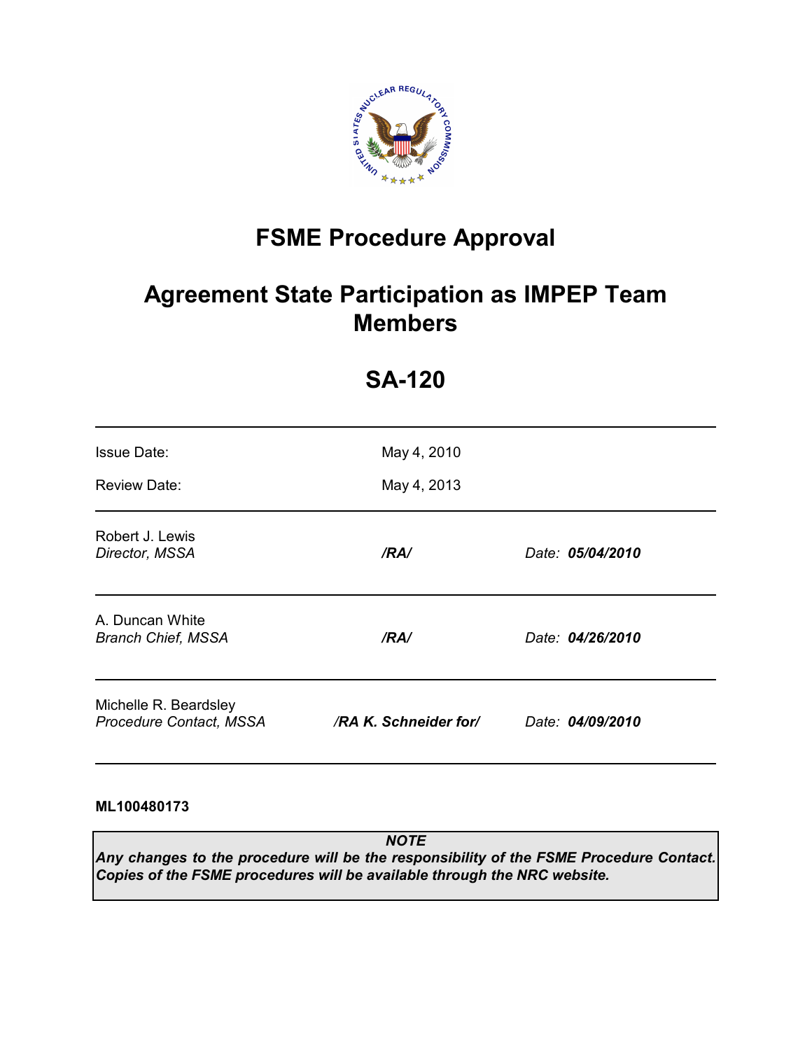# FSME Procedure Approval

# Agreement State Participation as IMPEP Team Members

# SA-120

| | | |
|---|---|---|
| Issue Date: | May 4, 2010 | |
| Review Date: | May 4, 2013 | |
| Robert J. Lewis<br>*Director, MSSA* | ***/RA/*** | *Date:* ***05/04/2010*** |
| A. Duncan White<br>*Branch Chief, MSSA* | ***/RA/*** | *Date:* ***04/26/2010*** |
| Michelle R. Beardsley<br>*Procedure Contact, MSSA* | ***/RA K. Schneider for/*** | *Date:* ***04/09/2010*** |

**ML100480173**

***NOTE***

***Any changes to the procedure will be the responsibility of the FSME Procedure Contact. Copies of the FSME procedures will be available through the NRC website.***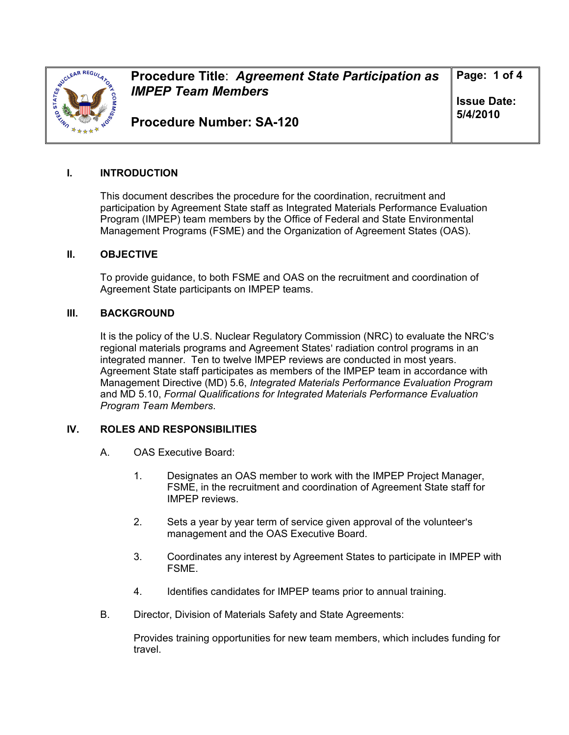**Procedure Title**: ***Agreement State Participation as IMPEP Team Members***

**Procedure Number: SA-120**

**Issue Date: 5/4/2010**

## I. INTRODUCTION

This document describes the procedure for the coordination, recruitment and participation by Agreement State staff as Integrated Materials Performance Evaluation Program (IMPEP) team members by the Office of Federal and State Environmental Management Programs (FSME) and the Organization of Agreement States (OAS).

## II. OBJECTIVE

To provide guidance, to both FSME and OAS on the recruitment and coordination of Agreement State participants on IMPEP teams.

## III. BACKGROUND

It is the policy of the U.S. Nuclear Regulatory Commission (NRC) to evaluate the NRC's regional materials programs and Agreement States' radiation control programs in an integrated manner. Ten to twelve IMPEP reviews are conducted in most years. Agreement State staff participates as members of the IMPEP team in accordance with Management Directive (MD) 5.6, *Integrated Materials Performance Evaluation Program* and MD 5.10, *Formal Qualifications for Integrated Materials Performance Evaluation Program Team Members.*

## IV. ROLES AND RESPONSIBILITIES

A. OAS Executive Board:

1. Designates an OAS member to work with the IMPEP Project Manager, FSME, in the recruitment and coordination of Agreement State staff for IMPEP reviews.

2. Sets a year by year term of service given approval of the volunteer's management and the OAS Executive Board.

3. Coordinates any interest by Agreement States to participate in IMPEP with FSME.

4. Identifies candidates for IMPEP teams prior to annual training.

B. Director, Division of Materials Safety and State Agreements:

Provides training opportunities for new team members, which includes funding for travel.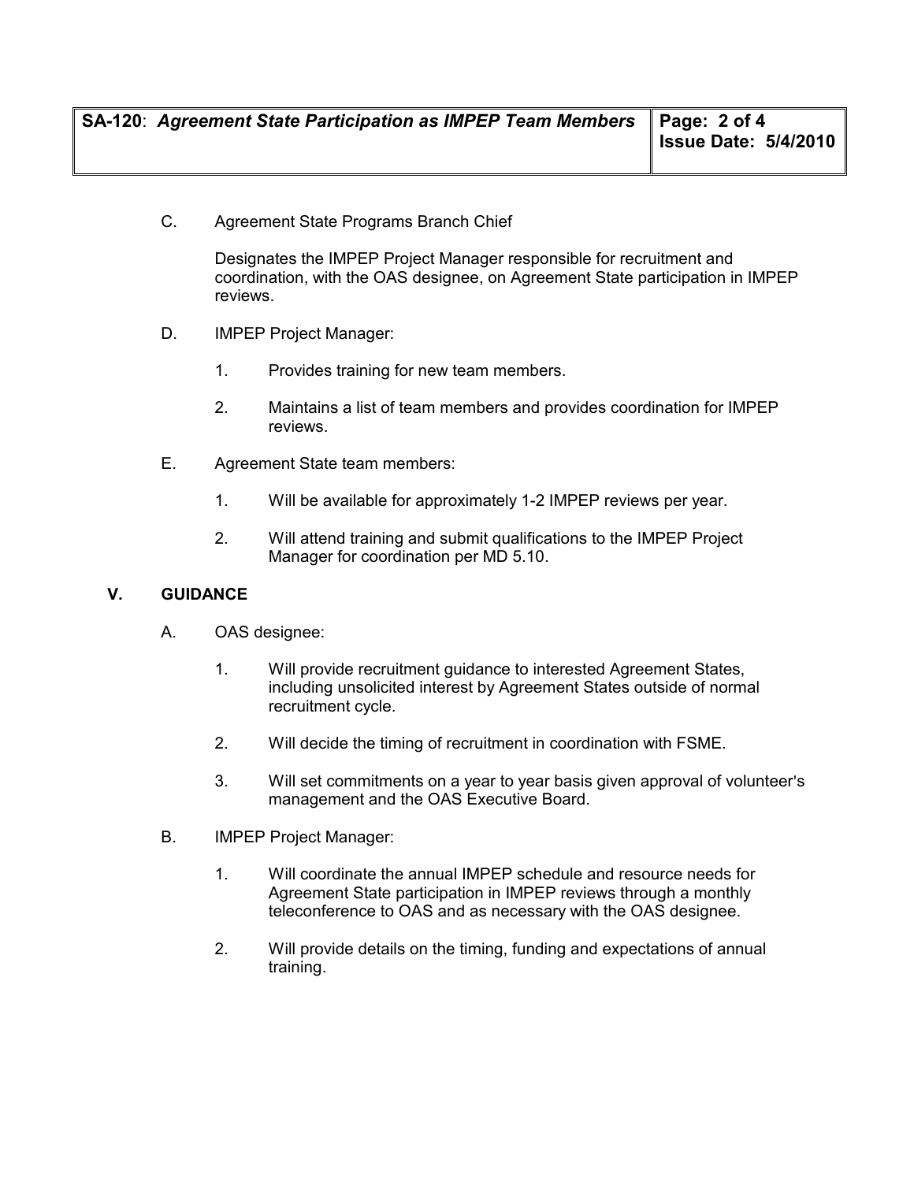C. Agreement State Programs Branch Chief

Designates the IMPEP Project Manager responsible for recruitment and coordination, with the OAS designee, on Agreement State participation in IMPEP reviews.

D. IMPEP Project Manager:

1. Provides training for new team members.

2. Maintains a list of team members and provides coordination for IMPEP reviews.

E. Agreement State team members:

1. Will be available for approximately 1-2 IMPEP reviews per year.

2. Will attend training and submit qualifications to the IMPEP Project Manager for coordination per MD 5.10.

## V. GUIDANCE

A. OAS designee:

1. Will provide recruitment guidance to interested Agreement States, including unsolicited interest by Agreement States outside of normal recruitment cycle.

2. Will decide the timing of recruitment in coordination with FSME.

3. Will set commitments on a year to year basis given approval of volunteer's management and the OAS Executive Board.

B. IMPEP Project Manager:

1. Will coordinate the annual IMPEP schedule and resource needs for Agreement State participation in IMPEP reviews through a monthly teleconference to OAS and as necessary with the OAS designee.

2. Will provide details on the timing, funding and expectations of annual training.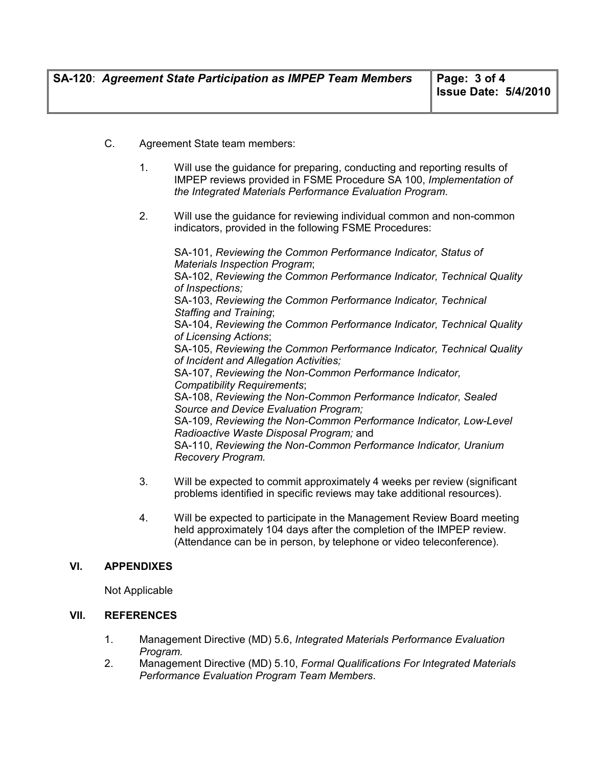C. Agreement State team members:

1. Will use the guidance for preparing, conducting and reporting results of IMPEP reviews provided in FSME Procedure SA 100, *Implementation of the Integrated Materials Performance Evaluation Program*.

2. Will use the guidance for reviewing individual common and non-common indicators, provided in the following FSME Procedures:

   SA-101, *Reviewing the Common Performance Indicator, Status of Materials Inspection Program*;
   SA-102, *Reviewing the Common Performance Indicator, Technical Quality of Inspections;*
   SA-103, *Reviewing the Common Performance Indicator, Technical Staffing and Training*;
   SA-104, *Reviewing the Common Performance Indicator, Technical Quality of Licensing Actions*;
   SA-105, *Reviewing the Common Performance Indicator, Technical Quality of Incident and Allegation Activities;*
   SA-107, *Reviewing the Non-Common Performance Indicator, Compatibility Requirements*;
   SA-108, *Reviewing the Non-Common Performance Indicator, Sealed Source and Device Evaluation Program;*
   SA-109, *Reviewing the Non-Common Performance Indicator, Low-Level Radioactive Waste Disposal Program;* and
   SA-110, *Reviewing the Non-Common Performance Indicator, Uranium Recovery Program.*

3. Will be expected to commit approximately 4 weeks per review (significant problems identified in specific reviews may take additional resources).

4. Will be expected to participate in the Management Review Board meeting held approximately 104 days after the completion of the IMPEP review. (Attendance can be in person, by telephone or video teleconference).

## VI. APPENDIXES

Not Applicable

## VII. REFERENCES

1. Management Directive (MD) 5.6, *Integrated Materials Performance Evaluation Program.*
2. Management Directive (MD) 5.10, *Formal Qualifications For Integrated Materials Performance Evaluation Program Team Members*.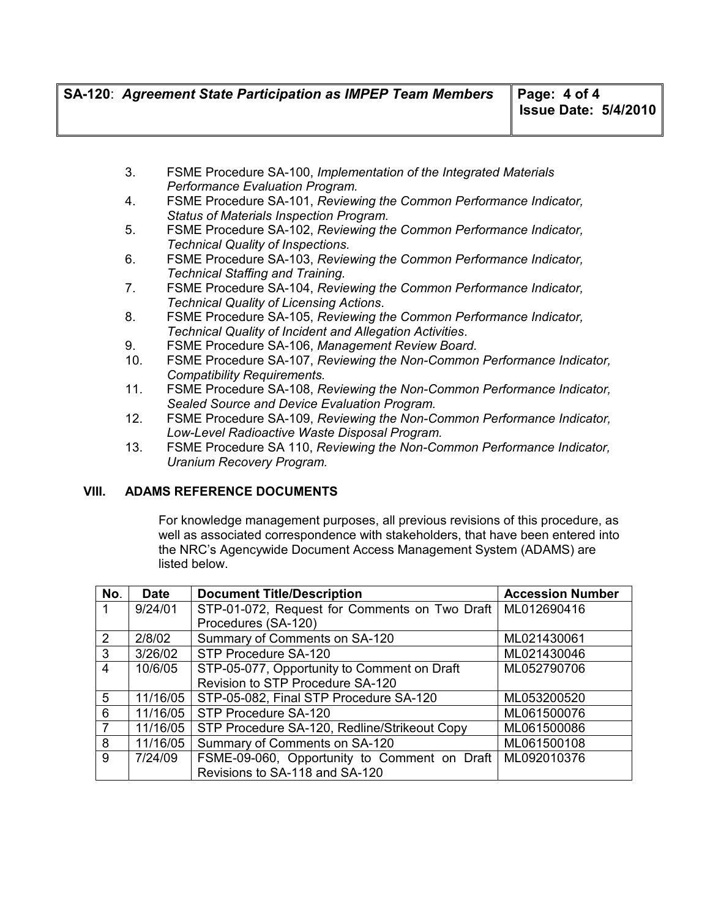3. FSME Procedure SA-100, *Implementation of the Integrated Materials Performance Evaluation Program.*
4. FSME Procedure SA-101, *Reviewing the Common Performance Indicator, Status of Materials Inspection Program.*
5. FSME Procedure SA-102, *Reviewing the Common Performance Indicator, Technical Quality of Inspections.*
6. FSME Procedure SA-103, *Reviewing the Common Performance Indicator, Technical Staffing and Training.*
7. FSME Procedure SA-104, *Reviewing the Common Performance Indicator, Technical Quality of Licensing Actions*.
8. FSME Procedure SA-105, *Reviewing the Common Performance Indicator, Technical Quality of Incident and Allegation Activities*.
9. FSME Procedure SA-106, *Management Review Board.*
10. FSME Procedure SA-107, *Reviewing the Non-Common Performance Indicator, Compatibility Requirements.*
11. FSME Procedure SA-108, *Reviewing the Non-Common Performance Indicator, Sealed Source and Device Evaluation Program.*
12. FSME Procedure SA-109, *Reviewing the Non-Common Performance Indicator, Low-Level Radioactive Waste Disposal Program.*
13. FSME Procedure SA 110, *Reviewing the Non-Common Performance Indicator, Uranium Recovery Program.*

## VIII. ADAMS REFERENCE DOCUMENTS

For knowledge management purposes, all previous revisions of this procedure, as well as associated correspondence with stakeholders, that have been entered into the NRC's Agencywide Document Access Management System (ADAMS) are listed below.

| No. | Date | Document Title/Description | Accession Number |
|---|---|---|---|
| 1 | 9/24/01 | STP-01-072, Request for Comments on Two Draft Procedures (SA-120) | ML012690416 |
| 2 | 2/8/02 | Summary of Comments on SA-120 | ML021430061 |
| 3 | 3/26/02 | STP Procedure SA-120 | ML021430046 |
| 4 | 10/6/05 | STP-05-077, Opportunity to Comment on Draft Revision to STP Procedure SA-120 | ML052790706 |
| 5 | 11/16/05 | STP-05-082, Final STP Procedure SA-120 | ML053200520 |
| 6 | 11/16/05 | STP Procedure SA-120 | ML061500076 |
| 7 | 11/16/05 | STP Procedure SA-120, Redline/Strikeout Copy | ML061500086 |
| 8 | 11/16/05 | Summary of Comments on SA-120 | ML061500108 |
| 9 | 7/24/09 | FSME-09-060, Opportunity to Comment on Draft Revisions to SA-118 and SA-120 | ML092010376 |